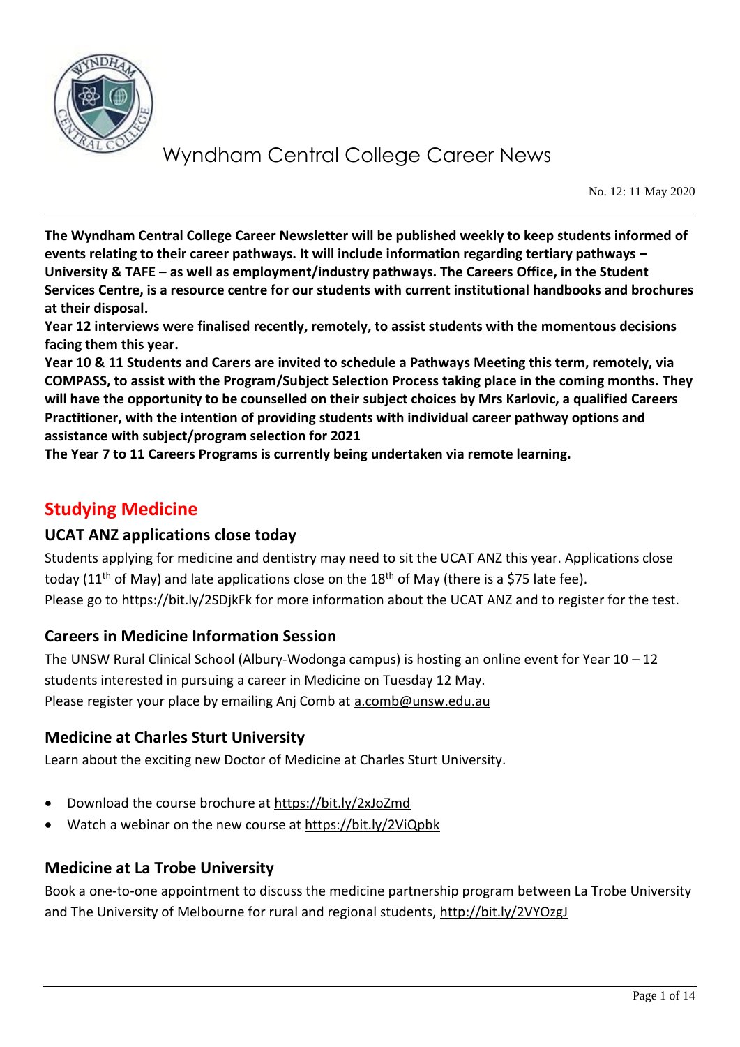# Wyndham Central College Career News

No. 12: 11 May 2020

**The Wyndham Central College Career Newsletter will be published weekly to keep students informed of events relating to their career pathways. It will include information regarding tertiary pathways – University & TAFE – as well as employment/industry pathways. The Careers Office, in the Student Services Centre, is a resource centre for our students with current institutional handbooks and brochures at their disposal.**

**Year 12 interviews were finalised recently, remotely, to assist students with the momentous decisions facing them this year.**

**Year 10 & 11 Students and Carers are invited to schedule a Pathways Meeting this term, remotely, via COMPASS, to assist with the Program/Subject Selection Process taking place in the coming months. They will have the opportunity to be counselled on their subject choices by Mrs Karlovic, a qualified Careers Practitioner, with the intention of providing students with individual career pathway options and assistance with subject/program selection for 2021**

**The Year 7 to 11 Careers Programs is currently being undertaken via remote learning.**

## Studying Medicine

### UCAT ANZ applications close today

Students applying for medicine and dentistry may need to sit the UCAT ANZ this year. Applications close today (11th of May) and late applications close on the 18th of May (there is a $75 late fee).
Please go to https://bit.ly/2SDjkFk for more information about the UCAT ANZ and to register for the test.

### Careers in Medicine Information Session

The UNSW Rural Clinical School (Albury-Wodonga campus) is hosting an online event for Year 10 – 12 students interested in pursuing a career in Medicine on Tuesday 12 May.
Please register your place by emailing Anj Comb at a.comb@unsw.edu.au

### Medicine at Charles Sturt University

Learn about the exciting new Doctor of Medicine at Charles Sturt University.

- Download the course brochure at https://bit.ly/2xJoZmd
- Watch a webinar on the new course at https://bit.ly/2ViQpbk

### Medicine at La Trobe University

Book a one-to-one appointment to discuss the medicine partnership program between La Trobe University and The University of Melbourne for rural and regional students, http://bit.ly/2VYOzgJ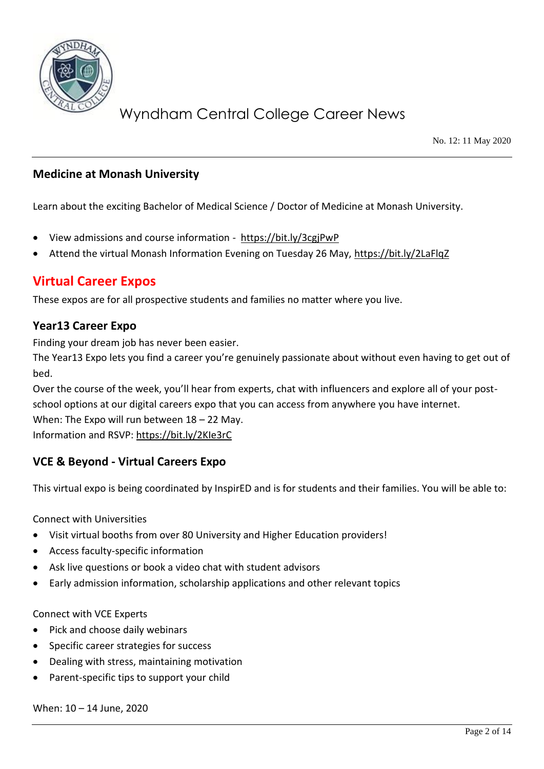## Medicine at Monash University

Learn about the exciting Bachelor of Medical Science / Doctor of Medicine at Monash University.

- View admissions and course information - https://bit.ly/3cgjPwP
- Attend the virtual Monash Information Evening on Tuesday 26 May, https://bit.ly/2LaFlqZ

# Virtual Career Expos

These expos are for all prospective students and families no matter where you live.

### Year13 Career Expo

Finding your dream job has never been easier.
The Year13 Expo lets you find a career you're genuinely passionate about without even having to get out of bed.
Over the course of the week, you'll hear from experts, chat with influencers and explore all of your post-school options at our digital careers expo that you can access from anywhere you have internet.
When: The Expo will run between 18 – 22 May.
Information and RSVP: https://bit.ly/2KIe3rC

### VCE & Beyond - Virtual Careers Expo

This virtual expo is being coordinated by InspirED and is for students and their families. You will be able to:

Connect with Universities

- Visit virtual booths from over 80 University and Higher Education providers!
- Access faculty-specific information
- Ask live questions or book a video chat with student advisors
- Early admission information, scholarship applications and other relevant topics

Connect with VCE Experts

- Pick and choose daily webinars
- Specific career strategies for success
- Dealing with stress, maintaining motivation
- Parent-specific tips to support your child

When: 10 – 14 June, 2020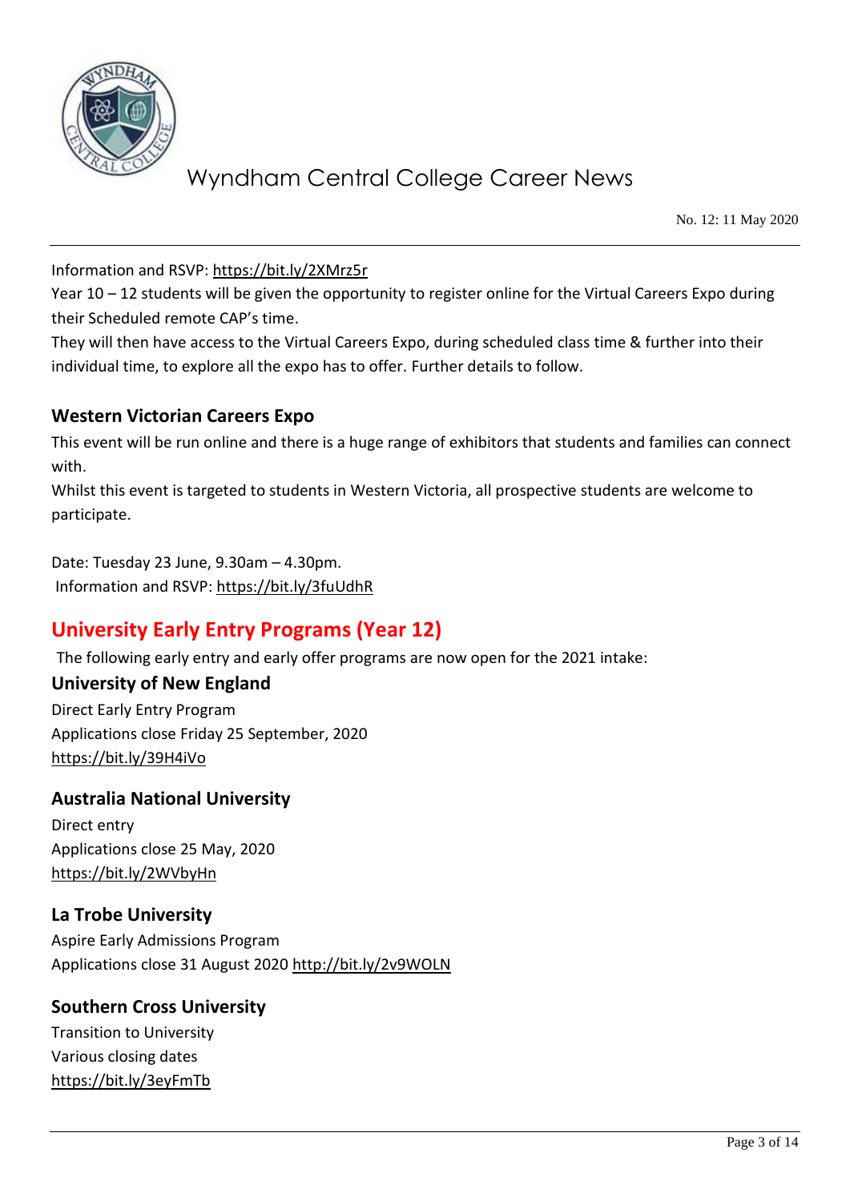Information and RSVP: https://bit.ly/2XMrz5r
Year 10 – 12 students will be given the opportunity to register online for the Virtual Careers Expo during their Scheduled remote CAP's time.
They will then have access to the Virtual Careers Expo, during scheduled class time & further into their individual time, to explore all the expo has to offer. Further details to follow.

### Western Victorian Careers Expo

This event will be run online and there is a huge range of exhibitors that students and families can connect with.
Whilst this event is targeted to students in Western Victoria, all prospective students are welcome to participate.

Date: Tuesday 23 June, 9.30am – 4.30pm.
Information and RSVP: https://bit.ly/3fuUdhR

## University Early Entry Programs (Year 12)

The following early entry and early offer programs are now open for the 2021 intake:

### University of New England

Direct Early Entry Program
Applications close Friday 25 September, 2020
https://bit.ly/39H4iVo

### Australia National University

Direct entry
Applications close 25 May, 2020
https://bit.ly/2WVbyHn

### La Trobe University

Aspire Early Admissions Program
Applications close 31 August 2020 http://bit.ly/2v9WOLN

### Southern Cross University

Transition to University
Various closing dates
https://bit.ly/3eyFmTb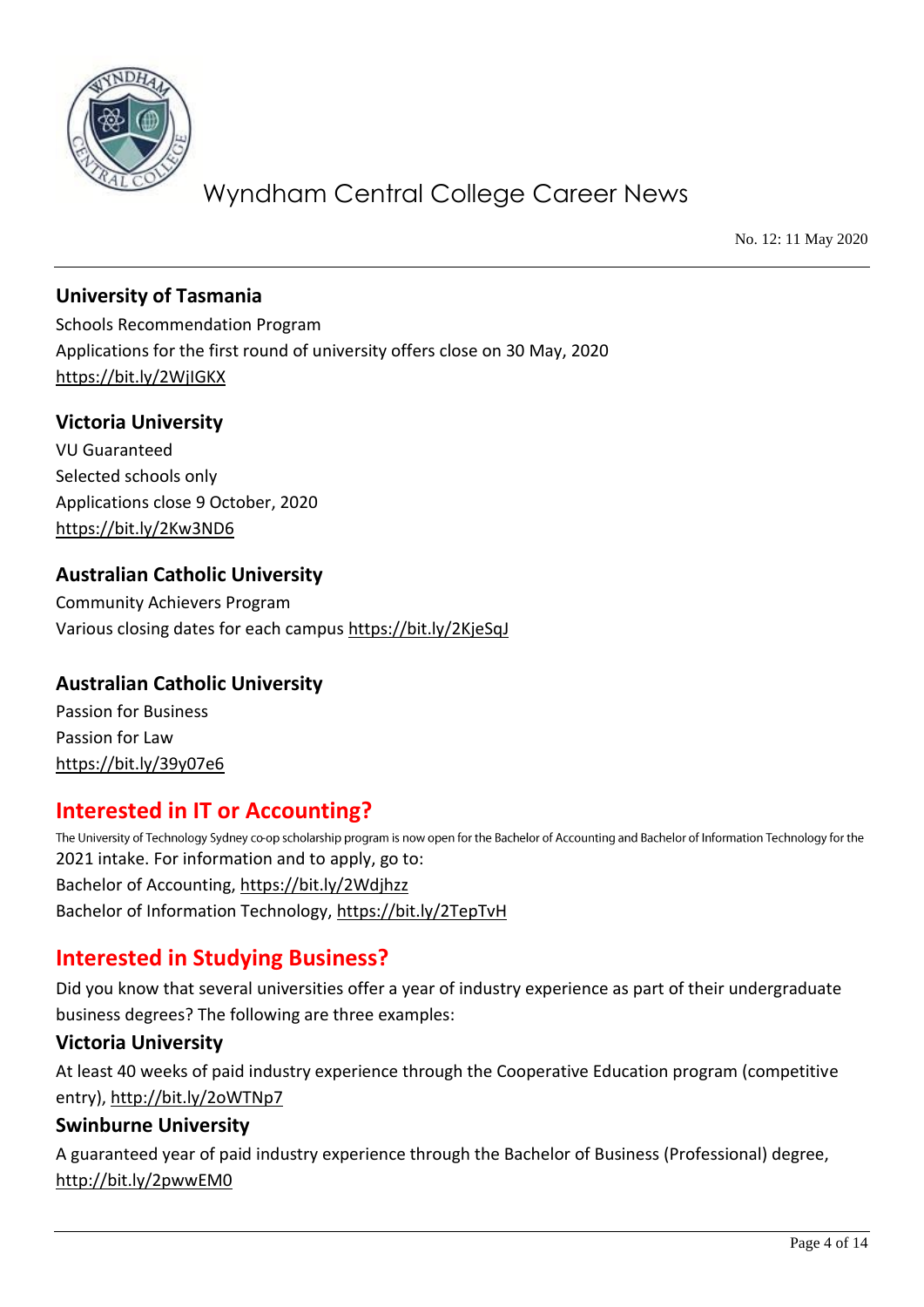### University of Tasmania

Schools Recommendation Program
Applications for the first round of university offers close on 30 May, 2020
https://bit.ly/2WjIGKX

### Victoria University

VU Guaranteed
Selected schools only
Applications close 9 October, 2020
https://bit.ly/2Kw3ND6

### Australian Catholic University

Community Achievers Program
Various closing dates for each campus https://bit.ly/2KjeSqJ

### Australian Catholic University

Passion for Business
Passion for Law
https://bit.ly/39y07e6

## Interested in IT or Accounting?

The University of Technology Sydney co-op scholarship program is now open for the Bachelor of Accounting and Bachelor of Information Technology for the 2021 intake. For information and to apply, go to:
Bachelor of Accounting, https://bit.ly/2Wdjhzz
Bachelor of Information Technology, https://bit.ly/2TepTvH

## Interested in Studying Business?

Did you know that several universities offer a year of industry experience as part of their undergraduate business degrees? The following are three examples:

### Victoria University

At least 40 weeks of paid industry experience through the Cooperative Education program (competitive entry), http://bit.ly/2oWTNp7

### Swinburne University

A guaranteed year of paid industry experience through the Bachelor of Business (Professional) degree, http://bit.ly/2pwwEM0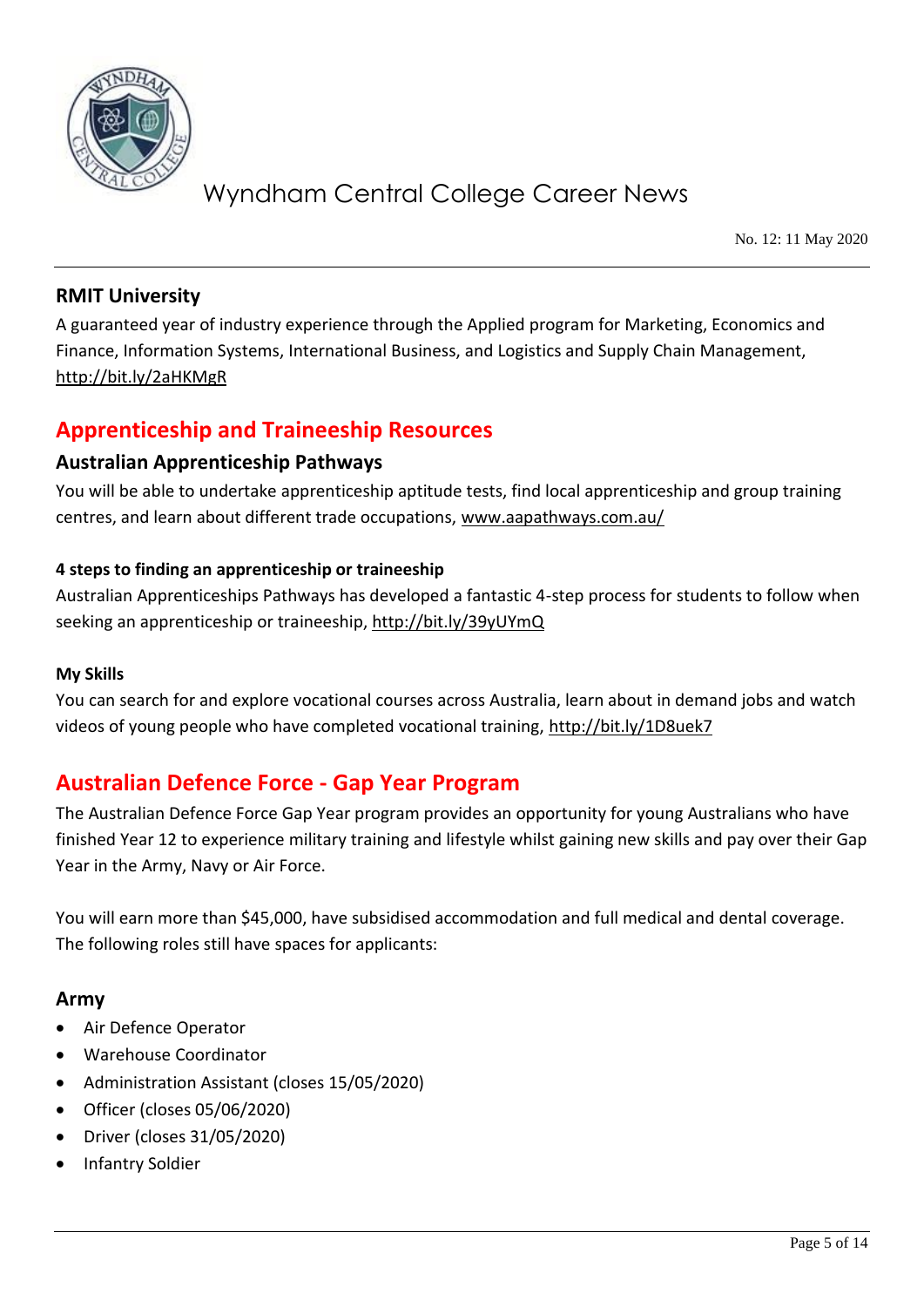### RMIT University

A guaranteed year of industry experience through the Applied program for Marketing, Economics and Finance, Information Systems, International Business, and Logistics and Supply Chain Management, http://bit.ly/2aHKMgR

## Apprenticeship and Traineeship Resources

### Australian Apprenticeship Pathways

You will be able to undertake apprenticeship aptitude tests, find local apprenticeship and group training centres, and learn about different trade occupations, www.aapathways.com.au/

#### 4 steps to finding an apprenticeship or traineeship

Australian Apprenticeships Pathways has developed a fantastic 4-step process for students to follow when seeking an apprenticeship or traineeship, http://bit.ly/39yUYmQ

#### My Skills

You can search for and explore vocational courses across Australia, learn about in demand jobs and watch videos of young people who have completed vocational training, http://bit.ly/1D8uek7

## Australian Defence Force - Gap Year Program

The Australian Defence Force Gap Year program provides an opportunity for young Australians who have finished Year 12 to experience military training and lifestyle whilst gaining new skills and pay over their Gap Year in the Army, Navy or Air Force.

You will earn more than $45,000, have subsidised accommodation and full medical and dental coverage. The following roles still have spaces for applicants:

### Army

- Air Defence Operator
- Warehouse Coordinator
- Administration Assistant (closes 15/05/2020)
- Officer (closes 05/06/2020)
- Driver (closes 31/05/2020)
- Infantry Soldier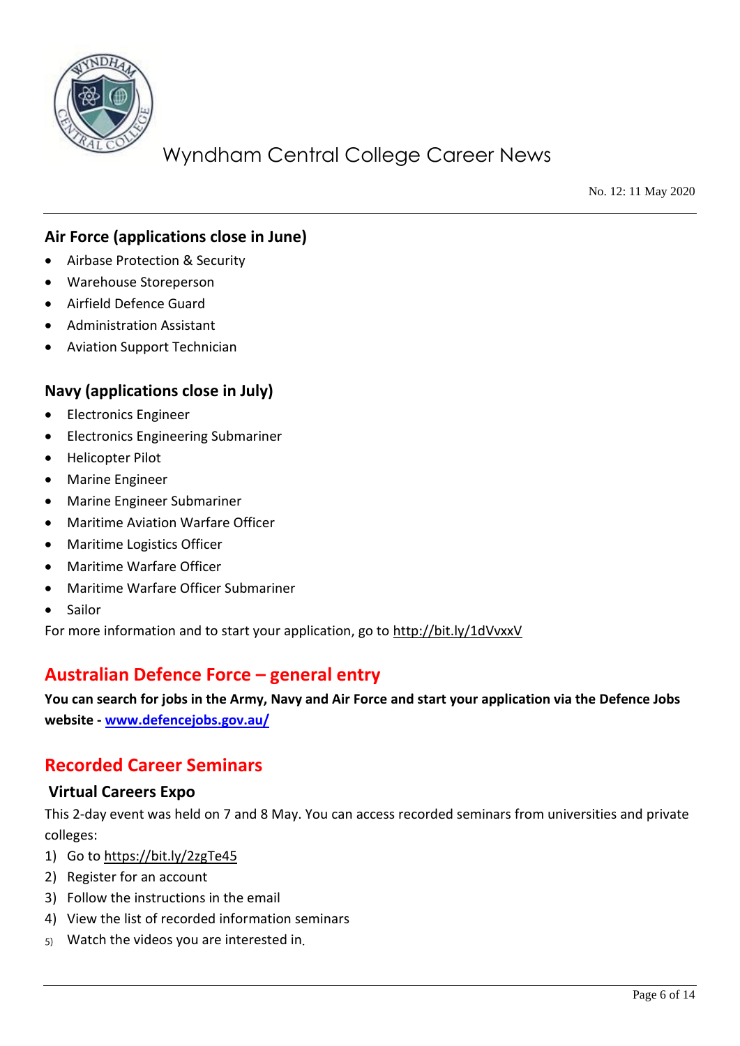### Air Force (applications close in June)

- Airbase Protection & Security
- Warehouse Storeperson
- Airfield Defence Guard
- Administration Assistant
- Aviation Support Technician

### Navy (applications close in July)

- Electronics Engineer
- Electronics Engineering Submariner
- Helicopter Pilot
- Marine Engineer
- Marine Engineer Submariner
- Maritime Aviation Warfare Officer
- Maritime Logistics Officer
- Maritime Warfare Officer
- Maritime Warfare Officer Submariner
- Sailor

For more information and to start your application, go to http://bit.ly/1dVvxxV

## Australian Defence Force – general entry

**You can search for jobs in the Army, Navy and Air Force and start your application via the Defence Jobs website - www.defencejobs.gov.au/**

## Recorded Career Seminars

### Virtual Careers Expo

This 2-day event was held on 7 and 8 May. You can access recorded seminars from universities and private colleges:

1) Go to https://bit.ly/2zgTe45
2) Register for an account
3) Follow the instructions in the email
4) View the list of recorded information seminars
5) Watch the videos you are interested in.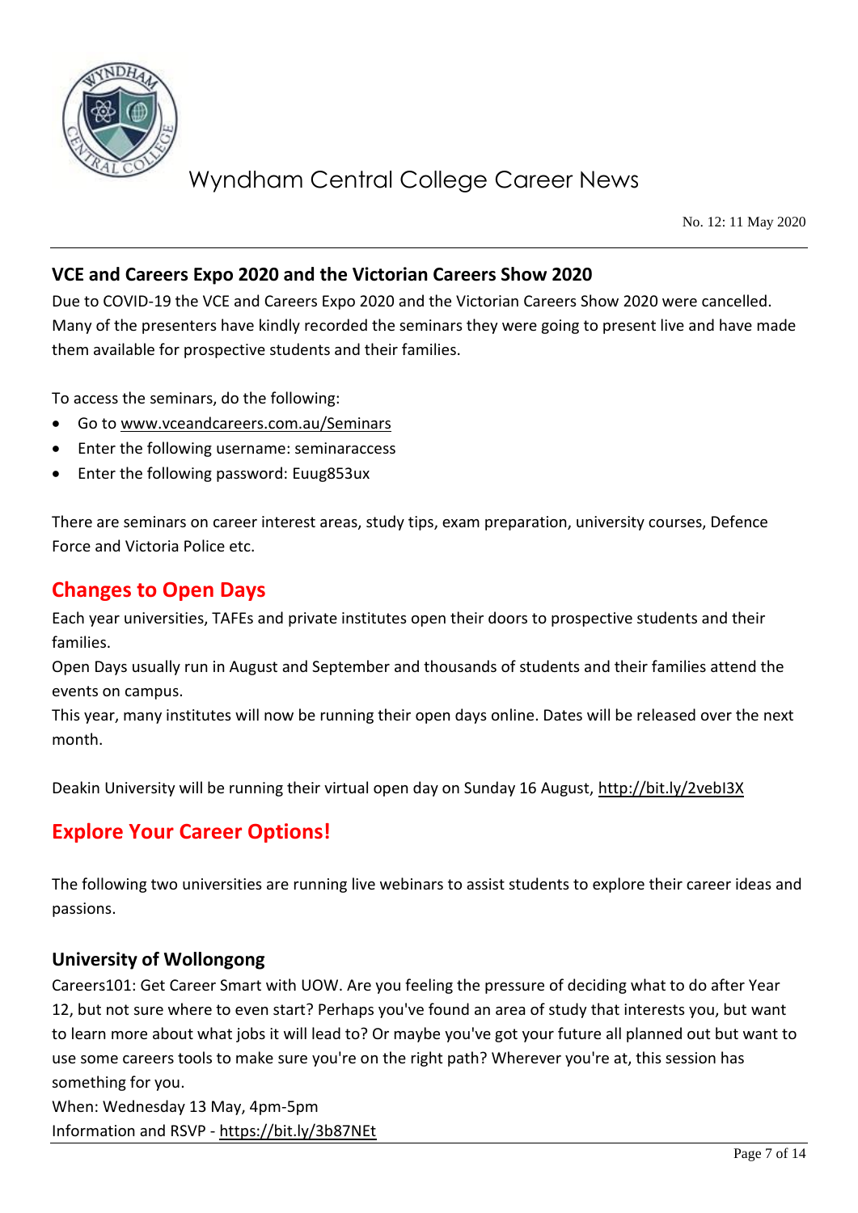## VCE and Careers Expo 2020 and the Victorian Careers Show 2020

Due to COVID-19 the VCE and Careers Expo 2020 and the Victorian Careers Show 2020 were cancelled. Many of the presenters have kindly recorded the seminars they were going to present live and have made them available for prospective students and their families.

To access the seminars, do the following:

- Go to www.vceandcareers.com.au/Seminars
- Enter the following username: seminaraccess
- Enter the following password: Euug853ux

There are seminars on career interest areas, study tips, exam preparation, university courses, Defence Force and Victoria Police etc.

# Changes to Open Days

Each year universities, TAFEs and private institutes open their doors to prospective students and their families.

Open Days usually run in August and September and thousands of students and their families attend the events on campus.

This year, many institutes will now be running their open days online. Dates will be released over the next month.

Deakin University will be running their virtual open day on Sunday 16 August, http://bit.ly/2vebl3X

# Explore Your Career Options!

The following two universities are running live webinars to assist students to explore their career ideas and passions.

## University of Wollongong

Careers101: Get Career Smart with UOW. Are you feeling the pressure of deciding what to do after Year 12, but not sure where to even start? Perhaps you've found an area of study that interests you, but want to learn more about what jobs it will lead to? Or maybe you've got your future all planned out but want to use some careers tools to make sure you're on the right path? Wherever you're at, this session has something for you.

When: Wednesday 13 May, 4pm-5pm

Information and RSVP - https://bit.ly/3b87NEt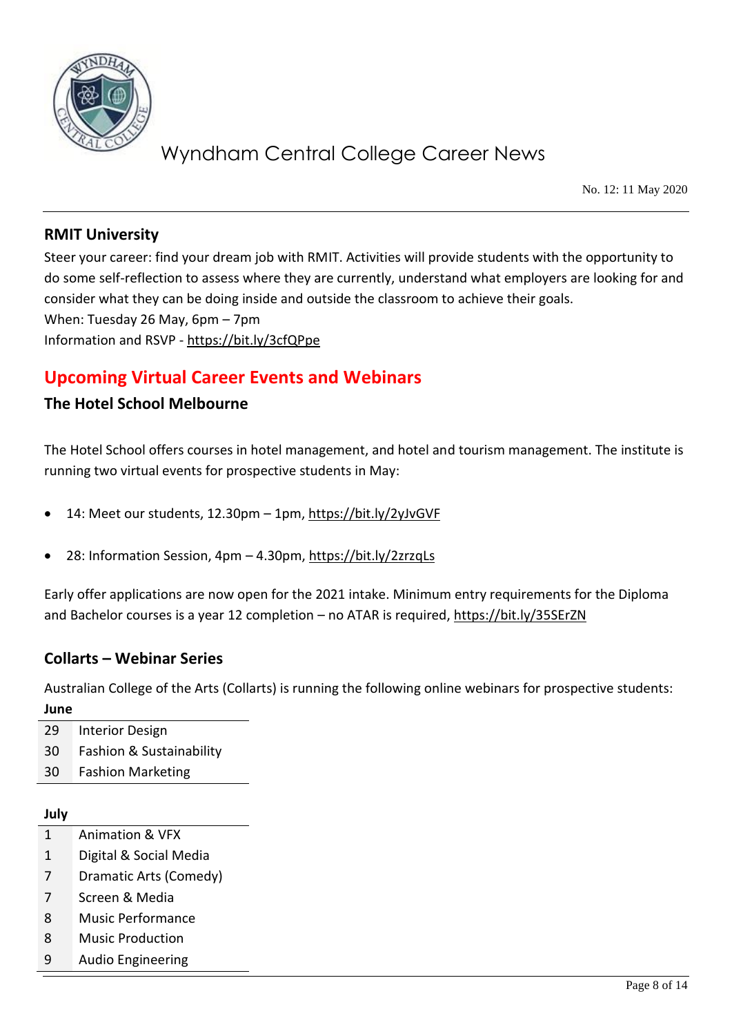## RMIT University

Steer your career: find your dream job with RMIT. Activities will provide students with the opportunity to do some self-reflection to assess where they are currently, understand what employers are looking for and consider what they can be doing inside and outside the classroom to achieve their goals.
When: Tuesday 26 May, 6pm – 7pm
Information and RSVP - https://bit.ly/3cfQPpe

# Upcoming Virtual Career Events and Webinars

## The Hotel School Melbourne

The Hotel School offers courses in hotel management, and hotel and tourism management. The institute is running two virtual events for prospective students in May:

- 14: Meet our students, 12.30pm – 1pm, https://bit.ly/2yJvGVF
- 28: Information Session, 4pm – 4.30pm, https://bit.ly/2zrzqLs

Early offer applications are now open for the 2021 intake. Minimum entry requirements for the Diploma and Bachelor courses is a year 12 completion – no ATAR is required, https://bit.ly/35SErZN

## Collarts – Webinar Series

Australian College of the Arts (Collarts) is running the following online webinars for prospective students:

**June**

| | |
|---|---|
| 29 | Interior Design |
| 30 | Fashion & Sustainability |
| 30 | Fashion Marketing |

**July**

| | |
|---|---|
| 1 | Animation & VFX |
| 1 | Digital & Social Media |
| 7 | Dramatic Arts (Comedy) |
| 7 | Screen & Media |
| 8 | Music Performance |
| 8 | Music Production |
| 9 | Audio Engineering |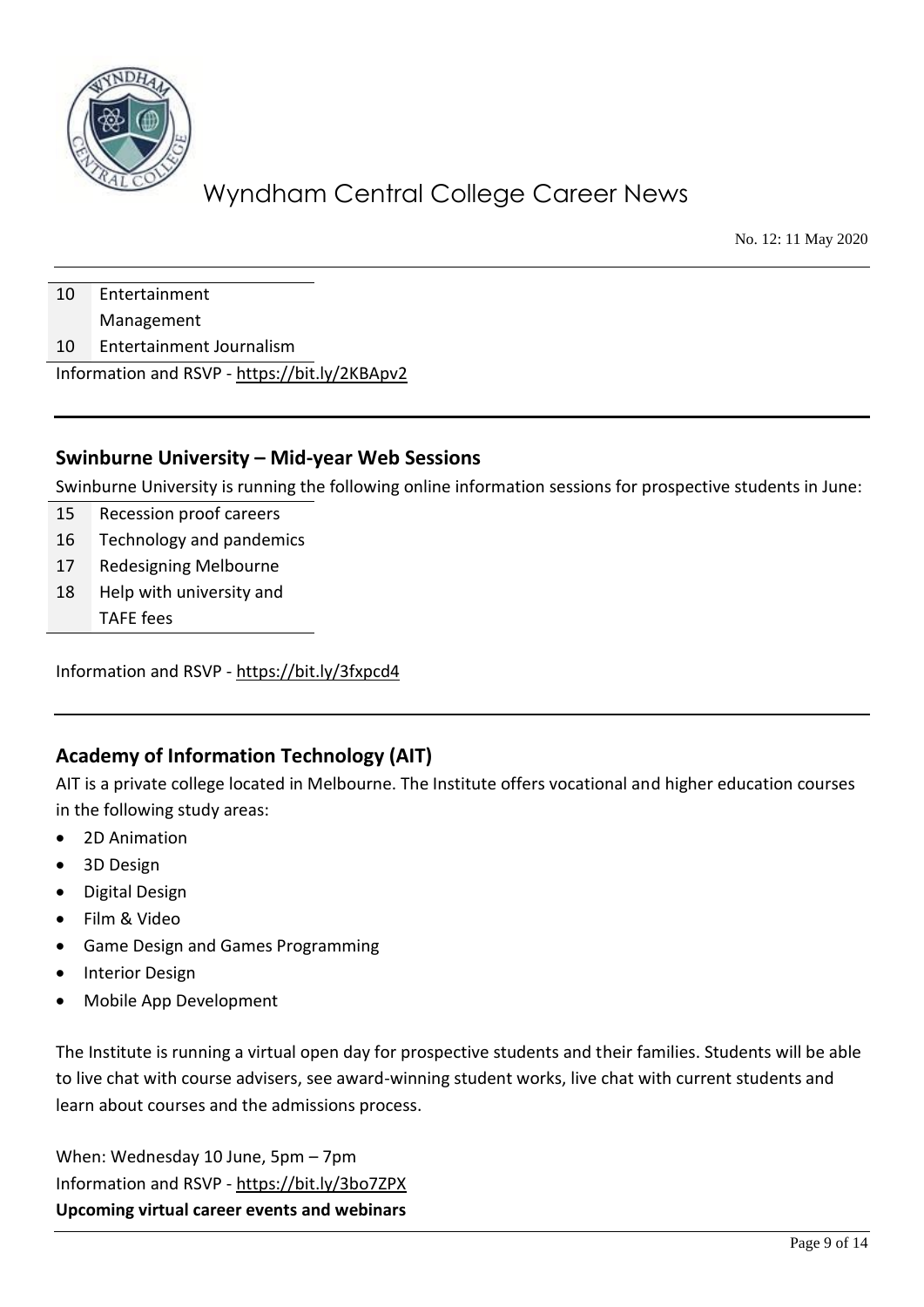| | |
|---|---|
| 10 | Entertainment Management |
| 10 | Entertainment Journalism |

Information and RSVP - https://bit.ly/2KBApv2

## Swinburne University – Mid-year Web Sessions

Swinburne University is running the following online information sessions for prospective students in June:

| | |
|---|---|
| 15 | Recession proof careers |
| 16 | Technology and pandemics |
| 17 | Redesigning Melbourne |
| 18 | Help with university and TAFE fees |

Information and RSVP - https://bit.ly/3fxpcd4

## Academy of Information Technology (AIT)

AIT is a private college located in Melbourne. The Institute offers vocational and higher education courses in the following study areas:

- 2D Animation
- 3D Design
- Digital Design
- Film & Video
- Game Design and Games Programming
- Interior Design
- Mobile App Development

The Institute is running a virtual open day for prospective students and their families. Students will be able to live chat with course advisers, see award-winning student works, live chat with current students and learn about courses and the admissions process.

When: Wednesday 10 June, 5pm – 7pm
Information and RSVP - https://bit.ly/3bo7ZPX

**Upcoming virtual career events and webinars**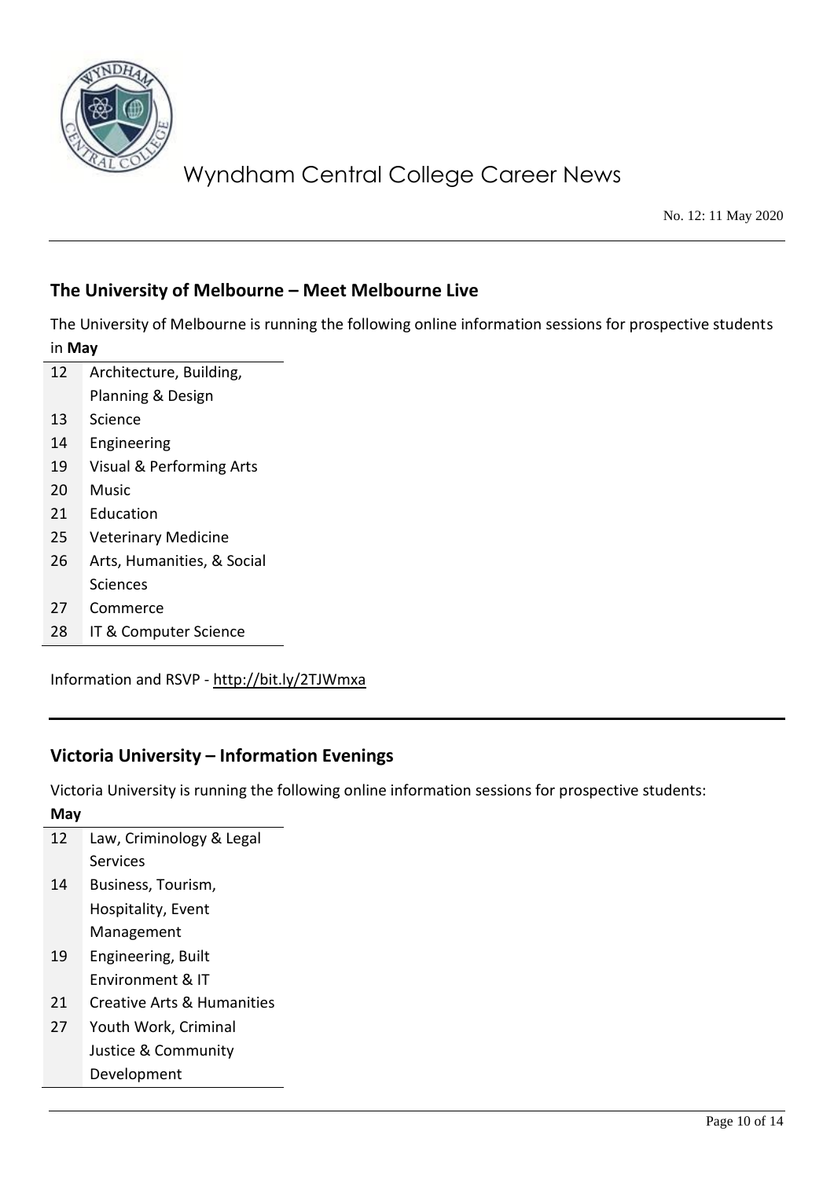## The University of Melbourne – Meet Melbourne Live

The University of Melbourne is running the following online information sessions for prospective students in **May**

| | |
|---|---|
| 12 | Architecture, Building, Planning & Design |
| 13 | Science |
| 14 | Engineering |
| 19 | Visual & Performing Arts |
| 20 | Music |
| 21 | Education |
| 25 | Veterinary Medicine |
| 26 | Arts, Humanities, & Social Sciences |
| 27 | Commerce |
| 28 | IT & Computer Science |

Information and RSVP - http://bit.ly/2TJWmxa

---

## Victoria University – Information Evenings

Victoria University is running the following online information sessions for prospective students:

**May**

| | |
|---|---|
| 12 | Law, Criminology & Legal Services |
| 14 | Business, Tourism, Hospitality, Event Management |
| 19 | Engineering, Built Environment & IT |
| 21 | Creative Arts & Humanities |
| 27 | Youth Work, Criminal Justice & Community Development |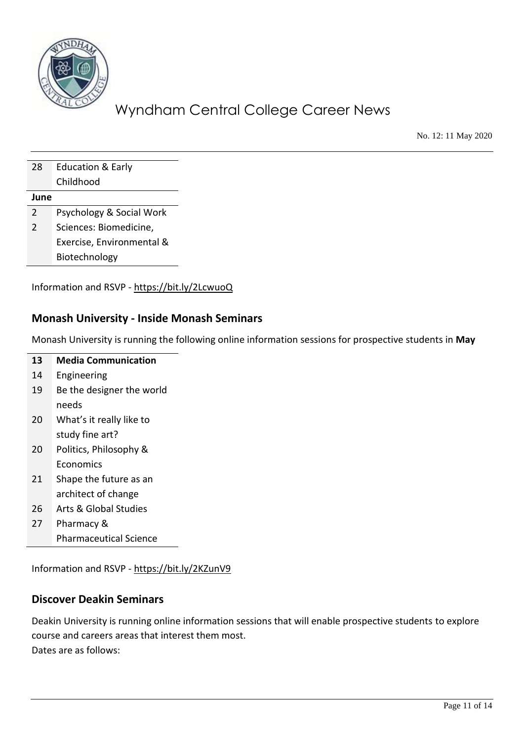| 28 | Education & Early Childhood |
|---|---|
| **June** | |
| 2 | Psychology & Social Work |
| 2 | Sciences: Biomedicine, Exercise, Environmental & Biotechnology |

Information and RSVP - https://bit.ly/2LcwuoQ

## Monash University - Inside Monash Seminars

Monash University is running the following online information sessions for prospective students in **May**

| **13** | **Media Communication** |
|---|---|
| 14 | Engineering |
| 19 | Be the designer the world needs |
| 20 | What's it really like to study fine art? |
| 20 | Politics, Philosophy & Economics |
| 21 | Shape the future as an architect of change |
| 26 | Arts & Global Studies |
| 27 | Pharmacy & Pharmaceutical Science |

Information and RSVP - https://bit.ly/2KZunV9

## Discover Deakin Seminars

Deakin University is running online information sessions that will enable prospective students to explore course and careers areas that interest them most.
Dates are as follows: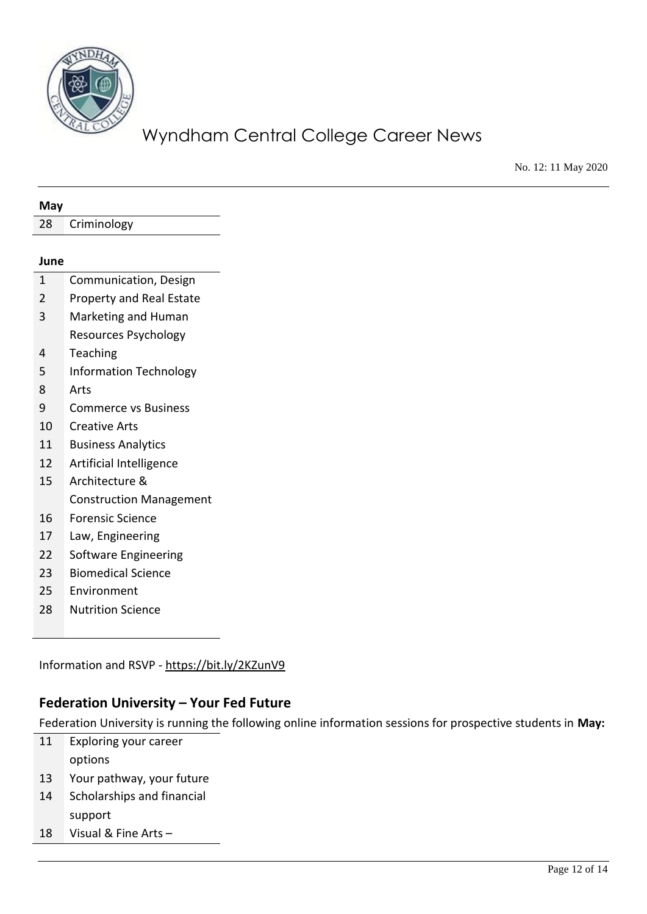| **May** | |
|---|---|
| 28 | Criminology |

| **June** | |
|---|---|
| 1 | Communication, Design |
| 2 | Property and Real Estate |
| 3 | Marketing and Human Resources Psychology |
| 4 | Teaching |
| 5 | Information Technology |
| 8 | Arts |
| 9 | Commerce vs Business |
| 10 | Creative Arts |
| 11 | Business Analytics |
| 12 | Artificial Intelligence |
| 15 | Architecture & Construction Management |
| 16 | Forensic Science |
| 17 | Law, Engineering |
| 22 | Software Engineering |
| 23 | Biomedical Science |
| 25 | Environment |
| 28 | Nutrition Science |

Information and RSVP - https://bit.ly/2KZunV9

## Federation University – Your Fed Future

Federation University is running the following online information sessions for prospective students in **May:**

| | |
|---|---|
| 11 | Exploring your career options |
| 13 | Your pathway, your future |
| 14 | Scholarships and financial support |
| 18 | Visual & Fine Arts – |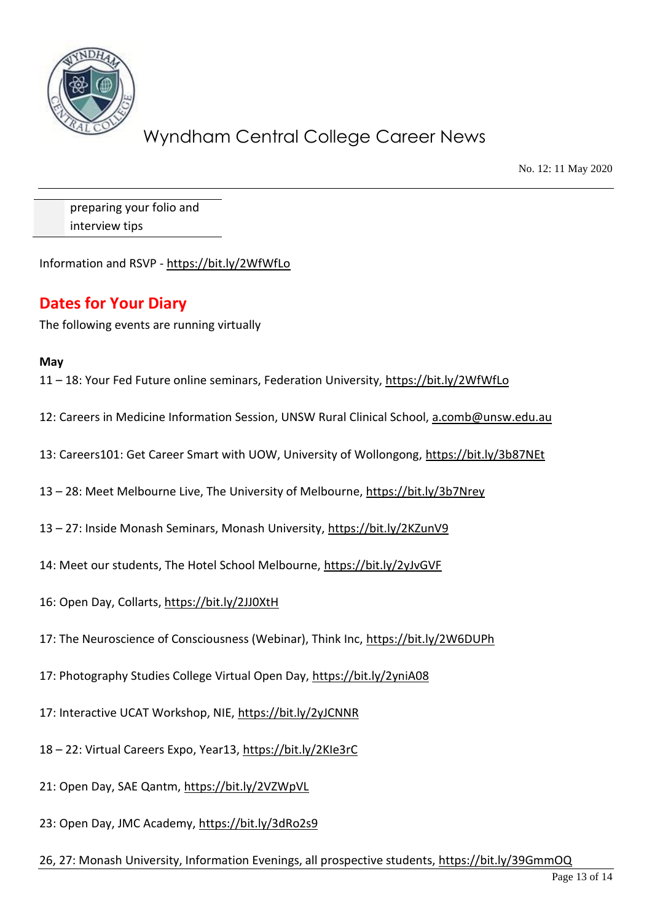| | preparing your folio and interview tips |
|---|---|

Information and RSVP - https://bit.ly/2WfWfLo

## Dates for Your Diary

The following events are running virtually

**May**

11 – 18: Your Fed Future online seminars, Federation University, https://bit.ly/2WfWfLo

12: Careers in Medicine Information Session, UNSW Rural Clinical School, a.comb@unsw.edu.au

13: Careers101: Get Career Smart with UOW, University of Wollongong, https://bit.ly/3b87NEt

13 – 28: Meet Melbourne Live, The University of Melbourne, https://bit.ly/3b7Nrey

13 – 27: Inside Monash Seminars, Monash University, https://bit.ly/2KZunV9

14: Meet our students, The Hotel School Melbourne, https://bit.ly/2yJvGVF

16: Open Day, Collarts, https://bit.ly/2JJ0XtH

17: The Neuroscience of Consciousness (Webinar), Think Inc, https://bit.ly/2W6DUPh

17: Photography Studies College Virtual Open Day, https://bit.ly/2yniA08

17: Interactive UCAT Workshop, NIE, https://bit.ly/2yJCNNR

18 – 22: Virtual Careers Expo, Year13, https://bit.ly/2KIe3rC

21: Open Day, SAE Qantm, https://bit.ly/2VZWpVL

23: Open Day, JMC Academy, https://bit.ly/3dRo2s9

26, 27: Monash University, Information Evenings, all prospective students, https://bit.ly/39GmmOQ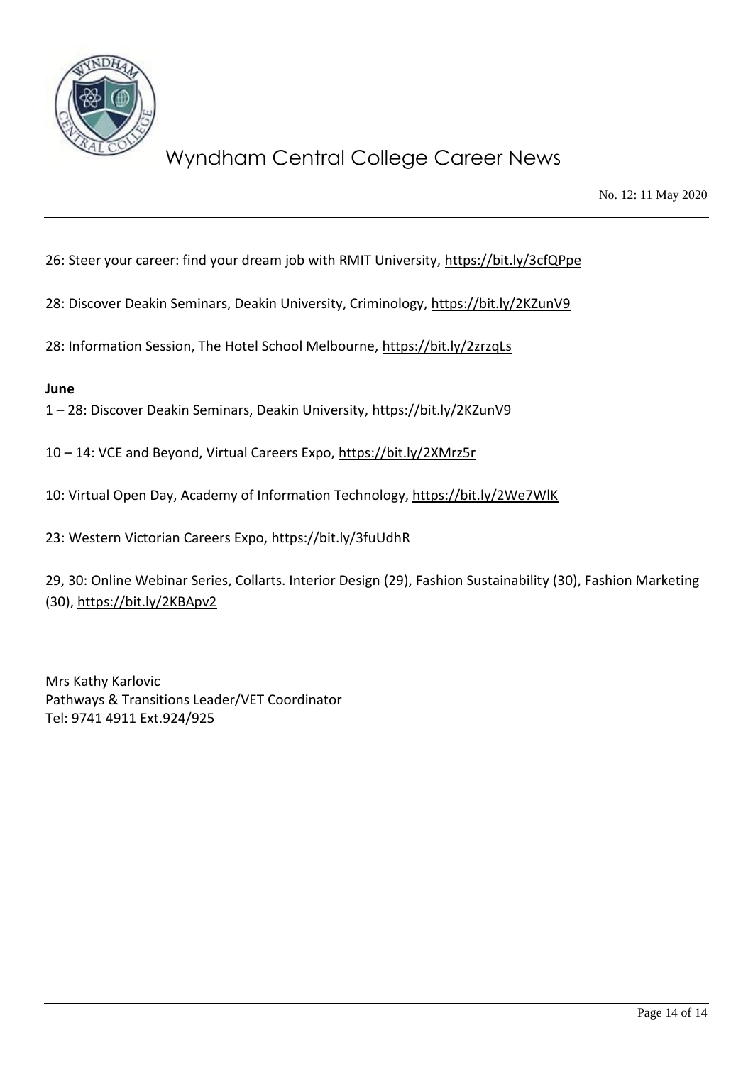26: Steer your career: find your dream job with RMIT University, https://bit.ly/3cfQPpe

28: Discover Deakin Seminars, Deakin University, Criminology, https://bit.ly/2KZunV9

28: Information Session, The Hotel School Melbourne, https://bit.ly/2zrzqLs

**June**

1 – 28: Discover Deakin Seminars, Deakin University, https://bit.ly/2KZunV9

10 – 14: VCE and Beyond, Virtual Careers Expo, https://bit.ly/2XMrz5r

10: Virtual Open Day, Academy of Information Technology, https://bit.ly/2We7WlK

23: Western Victorian Careers Expo, https://bit.ly/3fuUdhR

29, 30: Online Webinar Series, Collarts. Interior Design (29), Fashion Sustainability (30), Fashion Marketing (30), https://bit.ly/2KBApv2

Mrs Kathy Karlovic
Pathways & Transitions Leader/VET Coordinator
Tel: 9741 4911 Ext.924/925